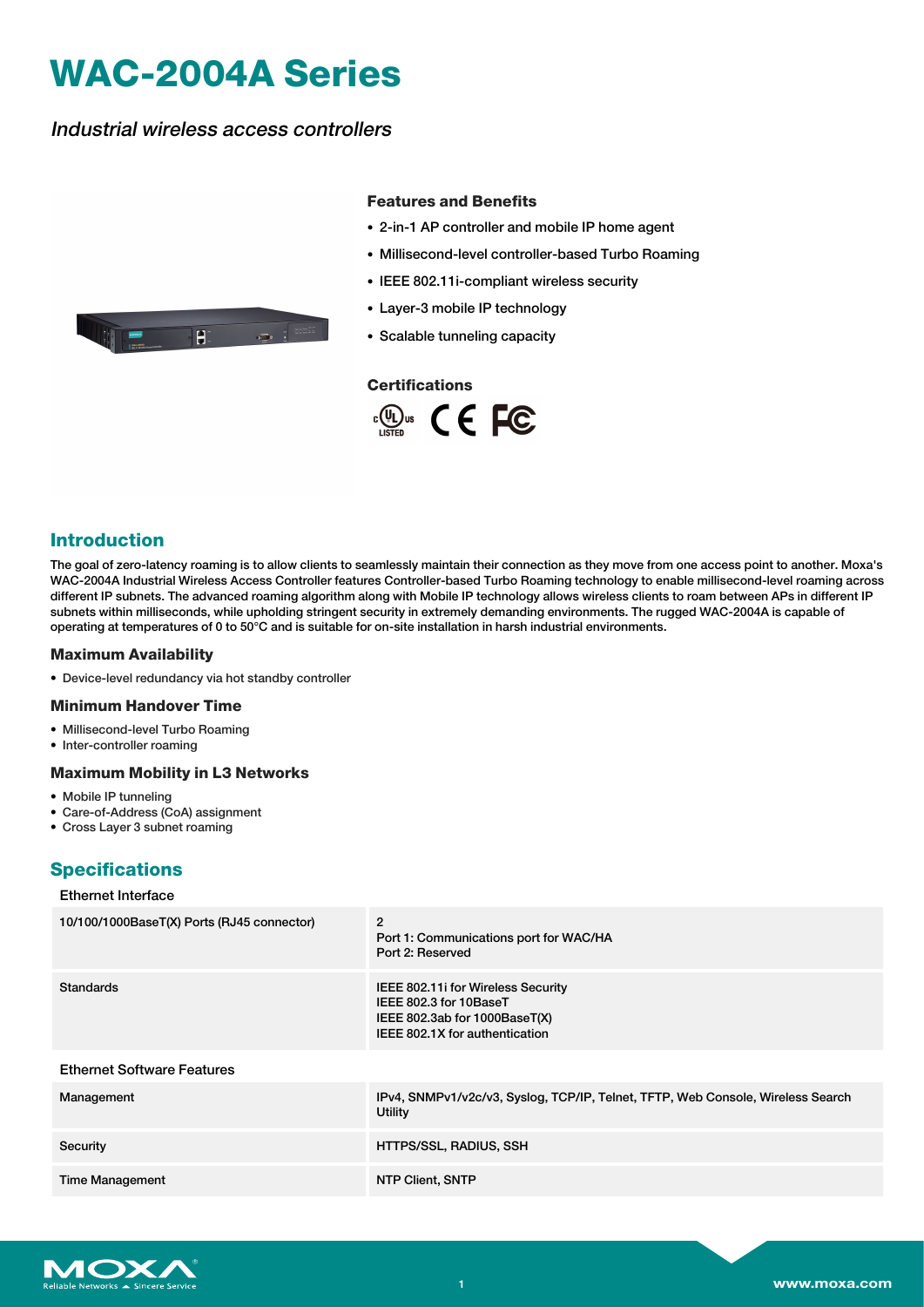# WAC-2004A Series

*Industrial wireless access controllers*

### Features and Benefits

- 2-in-1 AP controller and mobile IP home agent
- Millisecond-level controller-based Turbo Roaming
- IEEE 802.11i-compliant wireless security
- Layer-3 mobile IP technology
- Scalable tunneling capacity

### Certifications

## Introduction

The goal of zero-latency roaming is to allow clients to seamlessly maintain their connection as they move from one access point to another. Moxa's WAC-2004A Industrial Wireless Access Controller features Controller-based Turbo Roaming technology to enable millisecond-level roaming across different IP subnets. The advanced roaming algorithm along with Mobile IP technology allows wireless clients to roam between APs in different IP subnets within milliseconds, while upholding stringent security in extremely demanding environments. The rugged WAC-2004A is capable of operating at temperatures of 0 to 50°C and is suitable for on-site installation in harsh industrial environments.

### Maximum Availability

- Device-level redundancy via hot standby controller

### Minimum Handover Time

- Millisecond-level Turbo Roaming
- Inter-controller roaming

### Maximum Mobility in L3 Networks

- Mobile IP tunneling
- Care-of-Address (CoA) assignment
- Cross Layer 3 subnet roaming

## Specifications

### Ethernet Interface

| | |
|---|---|
| 10/100/1000BaseT(X) Ports (RJ45 connector) | 2<br>Port 1: Communications port for WAC/HA<br>Port 2: Reserved |
| Standards | IEEE 802.11i for Wireless Security<br>IEEE 802.3 for 10BaseT<br>IEEE 802.3ab for 1000BaseT(X)<br>IEEE 802.1X for authentication |

### Ethernet Software Features

| | |
|---|---|
| Management | IPv4, SNMPv1/v2c/v3, Syslog, TCP/IP, Telnet, TFTP, Web Console, Wireless Search Utility |
| Security | HTTPS/SSL, RADIUS, SSH |
| Time Management | NTP Client, SNTP |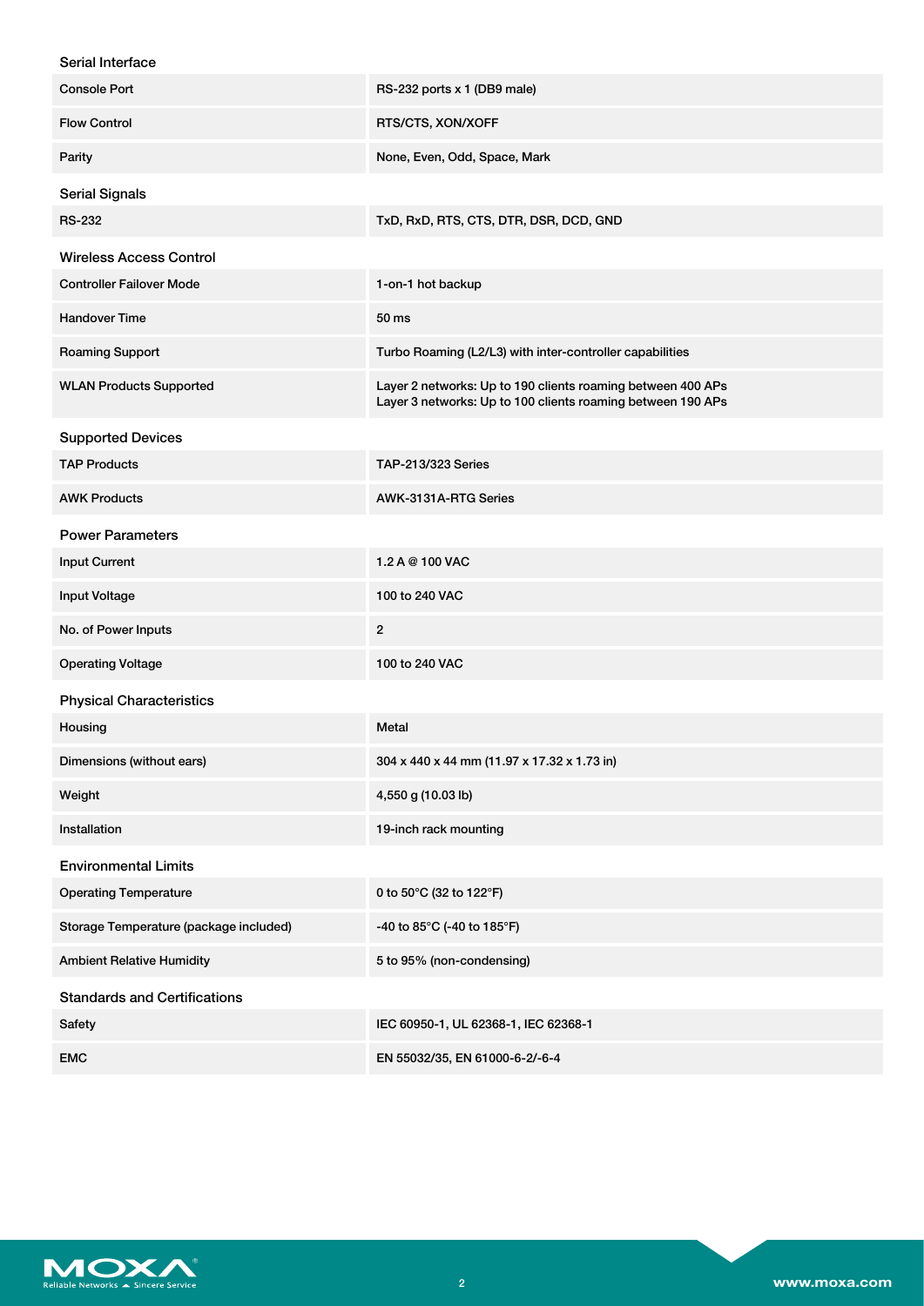### Serial Interface

| | |
|---|---|
| Console Port | RS-232 ports x 1 (DB9 male) |
| Flow Control | RTS/CTS, XON/XOFF |
| Parity | None, Even, Odd, Space, Mark |

### Serial Signals

| | |
|---|---|
| RS-232 | TxD, RxD, RTS, CTS, DTR, DSR, DCD, GND |

### Wireless Access Control

| | |
|---|---|
| Controller Failover Mode | 1-on-1 hot backup |
| Handover Time | 50 ms |
| Roaming Support | Turbo Roaming (L2/L3) with inter-controller capabilities |
| WLAN Products Supported | Layer 2 networks: Up to 190 clients roaming between 400 APs<br>Layer 3 networks: Up to 100 clients roaming between 190 APs |

### Supported Devices

| | |
|---|---|
| TAP Products | TAP-213/323 Series |
| AWK Products | AWK-3131A-RTG Series |

### Power Parameters

| | |
|---|---|
| Input Current | 1.2 A @ 100 VAC |
| Input Voltage | 100 to 240 VAC |
| No. of Power Inputs | 2 |
| Operating Voltage | 100 to 240 VAC |

### Physical Characteristics

| | |
|---|---|
| Housing | Metal |
| Dimensions (without ears) | 304 x 440 x 44 mm (11.97 x 17.32 x 1.73 in) |
| Weight | 4,550 g (10.03 lb) |
| Installation | 19-inch rack mounting |

### Environmental Limits

| | |
|---|---|
| Operating Temperature | 0 to 50°C (32 to 122°F) |
| Storage Temperature (package included) | -40 to 85°C (-40 to 185°F) |
| Ambient Relative Humidity | 5 to 95% (non-condensing) |

### Standards and Certifications

| | |
|---|---|
| Safety | IEC 60950-1, UL 62368-1, IEC 62368-1 |
| EMC | EN 55032/35, EN 61000-6-2/-6-4 |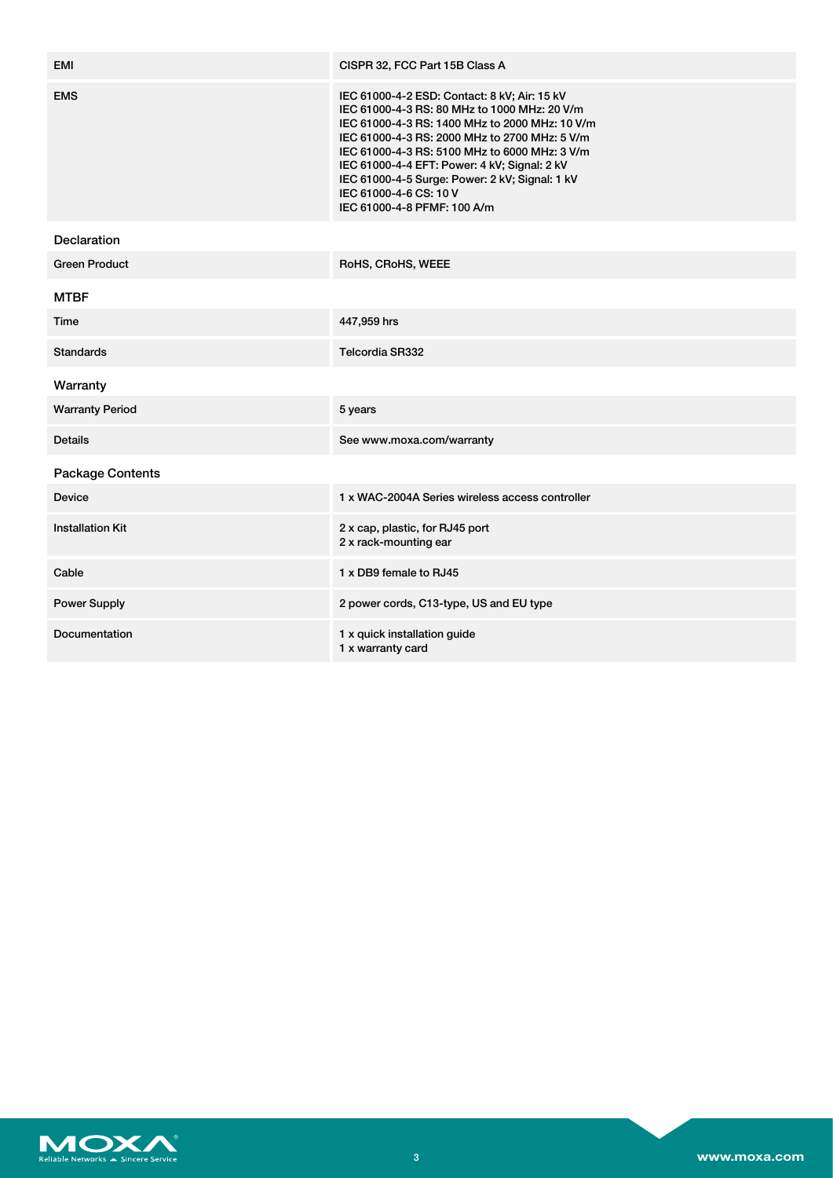| | |
|---|---|
| EMI | CISPR 32, FCC Part 15B Class A |
| EMS | IEC 61000-4-2 ESD: Contact: 8 kV; Air: 15 kV<br>IEC 61000-4-3 RS: 80 MHz to 1000 MHz: 20 V/m<br>IEC 61000-4-3 RS: 1400 MHz to 2000 MHz: 10 V/m<br>IEC 61000-4-3 RS: 2000 MHz to 2700 MHz: 5 V/m<br>IEC 61000-4-3 RS: 5100 MHz to 6000 MHz: 3 V/m<br>IEC 61000-4-4 EFT: Power: 4 kV; Signal: 2 kV<br>IEC 61000-4-5 Surge: Power: 2 kV; Signal: 1 kV<br>IEC 61000-4-6 CS: 10 V<br>IEC 61000-4-8 PFMF: 100 A/m |

### Declaration

| | |
|---|---|
| Green Product | RoHS, CRoHS, WEEE |

### MTBF

| | |
|---|---|
| Time | 447,959 hrs |
| Standards | Telcordia SR332 |

### Warranty

| | |
|---|---|
| Warranty Period | 5 years |
| Details | See www.moxa.com/warranty |

### Package Contents

| | |
|---|---|
| Device | 1 x WAC-2004A Series wireless access controller |
| Installation Kit | 2 x cap, plastic, for RJ45 port<br>2 x rack-mounting ear |
| Cable | 1 x DB9 female to RJ45 |
| Power Supply | 2 power cords, C13-type, US and EU type |
| Documentation | 1 x quick installation guide<br>1 x warranty card |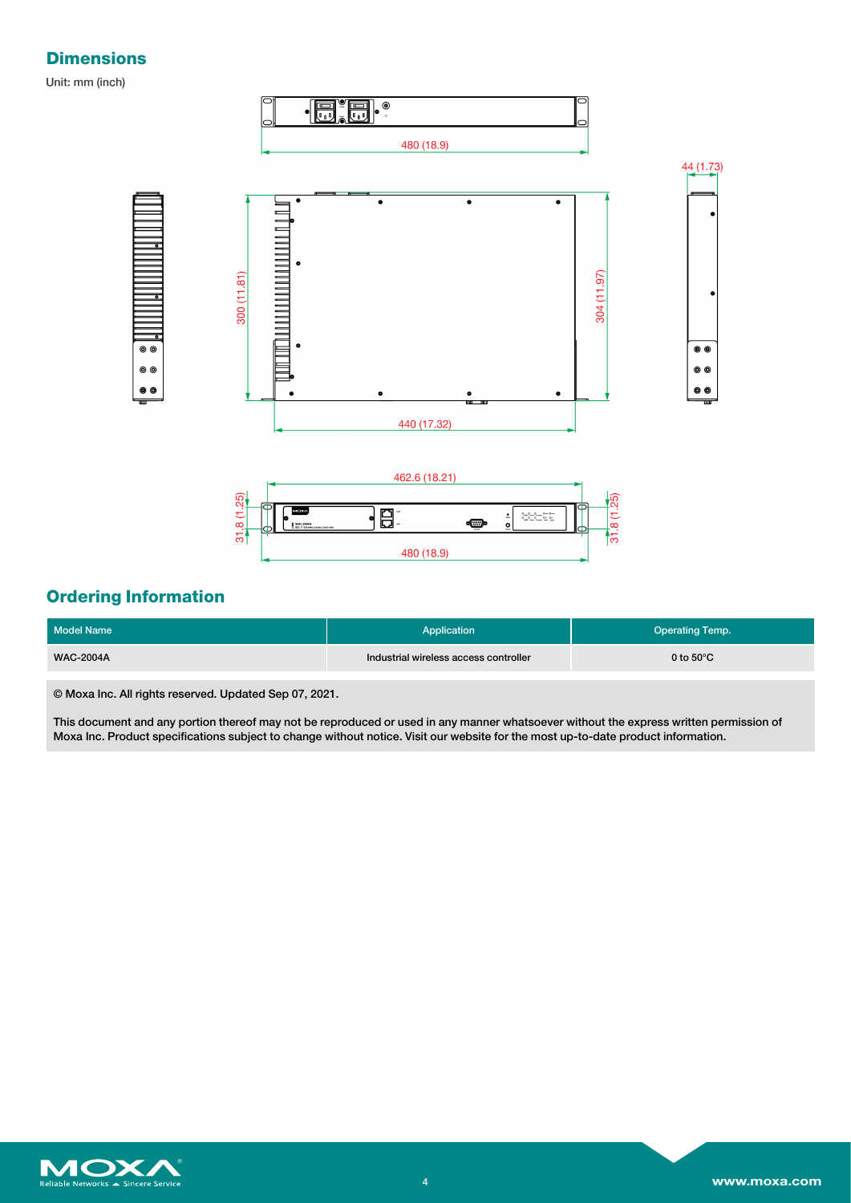## Dimensions

Unit: mm (inch)

480 (18.9)

44 (1.73)

300 (11.81)

304 (11.97)

440 (17.32)

462.6 (18.21)

31.8 (1.25)

31.8 (1.25)

480 (18.9)

## Ordering Information

| Model Name | Application | Operating Temp. |
|---|---|---|
| WAC-2004A | Industrial wireless access controller | 0 to 50°C |

© Moxa Inc. All rights reserved. Updated Sep 07, 2021.

This document and any portion thereof may not be reproduced or used in any manner whatsoever without the express written permission of Moxa Inc. Product specifications subject to change without notice. Visit our website for the most up-to-date product information.